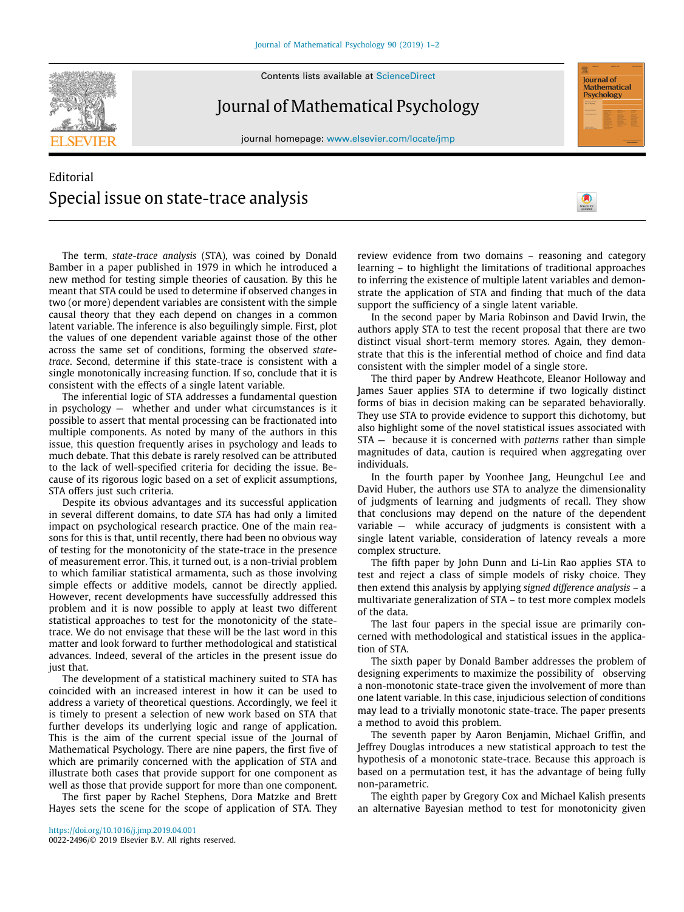Contents lists available at ScienceDirect

# Journal of Mathematical Psychology

journal homepage: www.elsevier.com/locate/jmp

Editorial

# Special issue on state-trace analysis

The term, *state-trace analysis* (STA), was coined by Donald Bamber in a paper published in 1979 in which he introduced a new method for testing simple theories of causation. By this he meant that STA could be used to determine if observed changes in two (or more) dependent variables are consistent with the simple causal theory that they each depend on changes in a common latent variable. The inference is also beguilingly simple. First, plot the values of one dependent variable against those of the other across the same set of conditions, forming the observed *state-trace*. Second, determine if this state-trace is consistent with a single monotonically increasing function. If so, conclude that it is consistent with the effects of a single latent variable.

The inferential logic of STA addresses a fundamental question in psychology — whether and under what circumstances is it possible to assert that mental processing can be fractionated into multiple components. As noted by many of the authors in this issue, this question frequently arises in psychology and leads to much debate. That this debate is rarely resolved can be attributed to the lack of well-specified criteria for deciding the issue. Because of its rigorous logic based on a set of explicit assumptions, STA offers just such criteria.

Despite its obvious advantages and its successful application in several different domains, to date *STA* has had only a limited impact on psychological research practice. One of the main reasons for this is that, until recently, there had been no obvious way of testing for the monotonicity of the state-trace in the presence of measurement error. This, it turned out, is a non-trivial problem to which familiar statistical armamenta, such as those involving simple effects or additive models, cannot be directly applied. However, recent developments have successfully addressed this problem and it is now possible to apply at least two different statistical approaches to test for the monotonicity of the state-trace. We do not envisage that these will be the last word in this matter and look forward to further methodological and statistical advances. Indeed, several of the articles in the present issue do just that.

The development of a statistical machinery suited to STA has coincided with an increased interest in how it can be used to address a variety of theoretical questions. Accordingly, we feel it is timely to present a selection of new work based on STA that further develops its underlying logic and range of application. This is the aim of the current special issue of the Journal of Mathematical Psychology. There are nine papers, the first five of which are primarily concerned with the application of STA and illustrate both cases that provide support for one component as well as those that provide support for more than one component.

The first paper by Rachel Stephens, Dora Matzke and Brett Hayes sets the scene for the scope of application of STA. They review evidence from two domains – reasoning and category learning – to highlight the limitations of traditional approaches to inferring the existence of multiple latent variables and demonstrate the application of STA and finding that much of the data support the sufficiency of a single latent variable.

In the second paper by Maria Robinson and David Irwin, the authors apply STA to test the recent proposal that there are two distinct visual short-term memory stores. Again, they demonstrate that this is the inferential method of choice and find data consistent with the simpler model of a single store.

The third paper by Andrew Heathcote, Eleanor Holloway and James Sauer applies STA to determine if two logically distinct forms of bias in decision making can be separated behaviorally. They use STA to provide evidence to support this dichotomy, but also highlight some of the novel statistical issues associated with STA — because it is concerned with *patterns* rather than simple magnitudes of data, caution is required when aggregating over individuals.

In the fourth paper by Yoonhee Jang, Heungchul Lee and David Huber, the authors use STA to analyze the dimensionality of judgments of learning and judgments of recall. They show that conclusions may depend on the nature of the dependent variable — while accuracy of judgments is consistent with a single latent variable, consideration of latency reveals a more complex structure.

The fifth paper by John Dunn and Li-Lin Rao applies STA to test and reject a class of simple models of risky choice. They then extend this analysis by applying *signed difference analysis* – a multivariate generalization of STA – to test more complex models of the data.

The last four papers in the special issue are primarily concerned with methodological and statistical issues in the application of STA.

The sixth paper by Donald Bamber addresses the problem of designing experiments to maximize the possibility of observing a non-monotonic state-trace given the involvement of more than one latent variable. In this case, injudicious selection of conditions may lead to a trivially monotonic state-trace. The paper presents a method to avoid this problem.

The seventh paper by Aaron Benjamin, Michael Griffin, and Jeffrey Douglas introduces a new statistical approach to test the hypothesis of a monotonic state-trace. Because this approach is based on a permutation test, it has the advantage of being fully non-parametric.

The eighth paper by Gregory Cox and Michael Kalish presents an alternative Bayesian method to test for monotonicity given

https://doi.org/10.1016/j.jmp.2019.04.001
0022-2496/© 2019 Elsevier B.V. All rights reserved.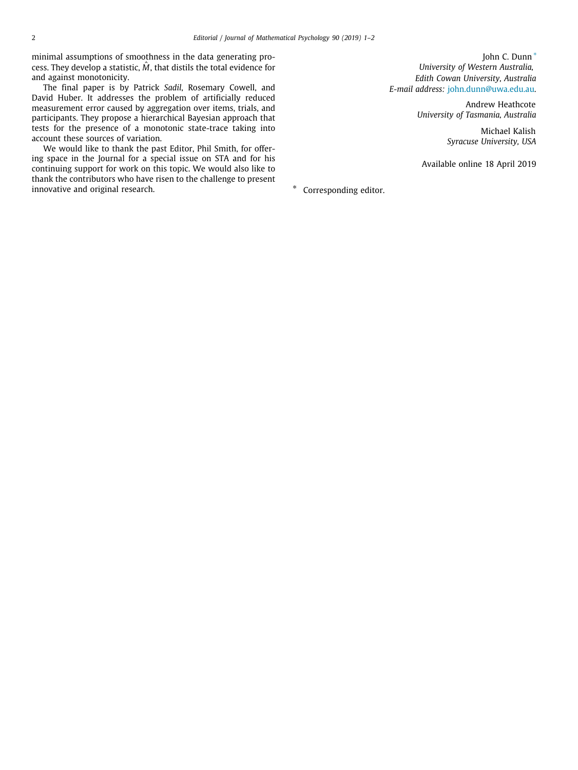minimal assumptions of smoothness in the data generating process. They develop a statistic, $\hat{M}$, that distils the total evidence for and against monotonicity.

The final paper is by Patrick *Sadil*, Rosemary Cowell, and David Huber. It addresses the problem of artificially reduced measurement error caused by aggregation over items, trials, and participants. They propose a hierarchical Bayesian approach that tests for the presence of a monotonic state-trace taking into account these sources of variation.

We would like to thank the past Editor, Phil Smith, for offering space in the Journal for a special issue on STA and for his continuing support for work on this topic. We would also like to thank the contributors who have risen to the challenge to present innovative and original research.

John C. Dunn*
*University of Western Australia,*
*Edith Cowan University, Australia*
*E-mail address:* john.dunn@uwa.edu.au.

Andrew Heathcote
*University of Tasmania, Australia*

Michael Kalish
*Syracuse University, USA*

Available online 18 April 2019

\* Corresponding editor.